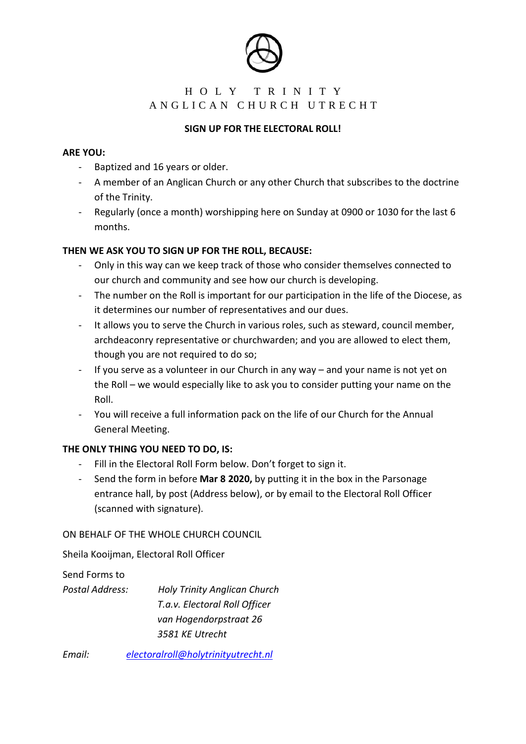# HOLY TRINITY
# ANGLICAN CHURCH UTRECHT

**SIGN UP FOR THE ELECTORAL ROLL!**

**ARE YOU:**

- Baptized and 16 years or older.
- A member of an Anglican Church or any other Church that subscribes to the doctrine of the Trinity.
- Regularly (once a month) worshipping here on Sunday at 0900 or 1030 for the last 6 months.

**THEN WE ASK YOU TO SIGN UP FOR THE ROLL, BECAUSE:**

- Only in this way can we keep track of those who consider themselves connected to our church and community and see how our church is developing.
- The number on the Roll is important for our participation in the life of the Diocese, as it determines our number of representatives and our dues.
- It allows you to serve the Church in various roles, such as steward, council member, archdeaconry representative or churchwarden; and you are allowed to elect them, though you are not required to do so;
- If you serve as a volunteer in our Church in any way – and your name is not yet on the Roll – we would especially like to ask you to consider putting your name on the Roll.
- You will receive a full information pack on the life of our Church for the Annual General Meeting.

**THE ONLY THING YOU NEED TO DO, IS:**

- Fill in the Electoral Roll Form below. Don't forget to sign it.
- Send the form in before **Mar 8 2020,** by putting it in the box in the Parsonage entrance hall, by post (Address below), or by email to the Electoral Roll Officer (scanned with signature).

ON BEHALF OF THE WHOLE CHURCH COUNCIL

Sheila Kooijman, Electoral Roll Officer

Send Forms to

*Postal Address:* *Holy Trinity Anglican Church*
*T.a.v. Electoral Roll Officer*
*van Hogendorpstraat 26*
*3581 KE Utrecht*

*Email:* *electoralroll@holytrinityutrecht.nl*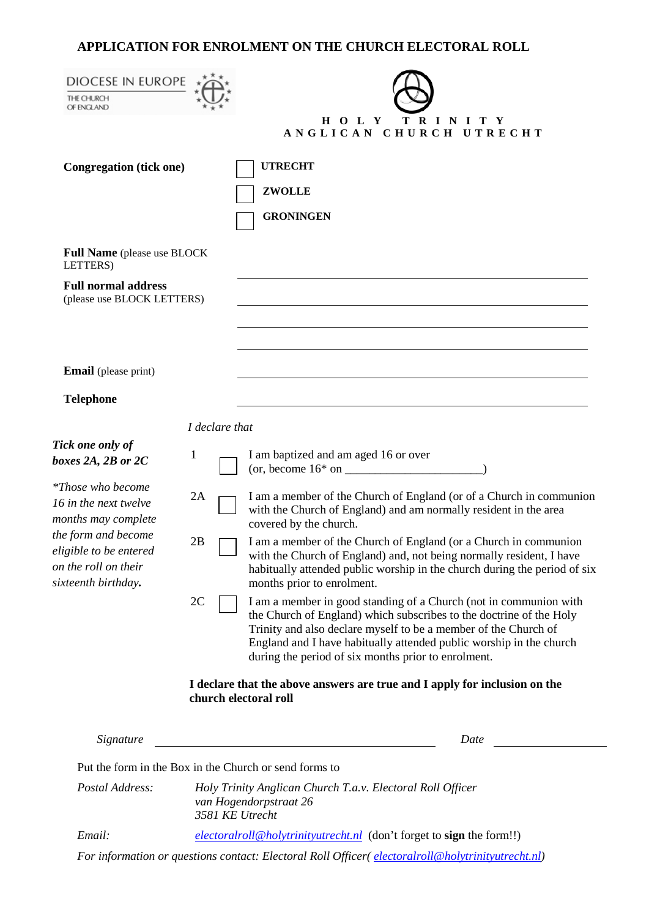# APPLICATION FOR ENROLMENT ON THE CHURCH ELECTORAL ROLL

DIOCESE IN EUROPE
THE CHURCH OF ENGLAND

HOLY TRINITY
ANGLICAN CHURCH UTRECHT

**Congregation (tick one)**

☐ **UTRECHT**

☐ **ZWOLLE**

☐ **GRONINGEN**

**Full Name** (please use BLOCK LETTERS) ______________________________

**Full normal address** (please use BLOCK LETTERS) ______________________________

______________________________

______________________________

**Email** (please print) ______________________________

**Telephone** ______________________________

*I declare that*

***Tick one only of boxes 2A, 2B or 2C***

*\*Those who become 16 in the next twelve months may complete the form and become eligible to be entered on the roll on their sixteenth birthday.*

1 ☐ I am baptized and am aged 16 or over (or, become 16* on ______________________)

2A ☐ I am a member of the Church of England (or of a Church in communion with the Church of England) and am normally resident in the area covered by the church.

2B ☐ I am a member of the Church of England (or a Church in communion with the Church of England) and, not being normally resident, I have habitually attended public worship in the church during the period of six months prior to enrolment.

2C ☐ I am a member in good standing of a Church (not in communion with the Church of England) which subscribes to the doctrine of the Holy Trinity and also declare myself to be a member of the Church of England and I have habitually attended public worship in the church during the period of six months prior to enrolment.

**I declare that the above answers are true and I apply for inclusion on the church electoral roll**

*Signature* ______________________________ *Date* ______________

Put the form in the Box in the Church or send forms to

*Postal Address:* *Holy Trinity Anglican Church T.a.v. Electoral Roll Officer*
*van Hogendorpstraat 26*
*3581 KE Utrecht*

*Email:* *electoralroll@holytrinityutrecht.nl* (don't forget to **sign** the form!!)

*For information or questions contact: Electoral Roll Officer( electoralroll@holytrinityutrecht.nl)*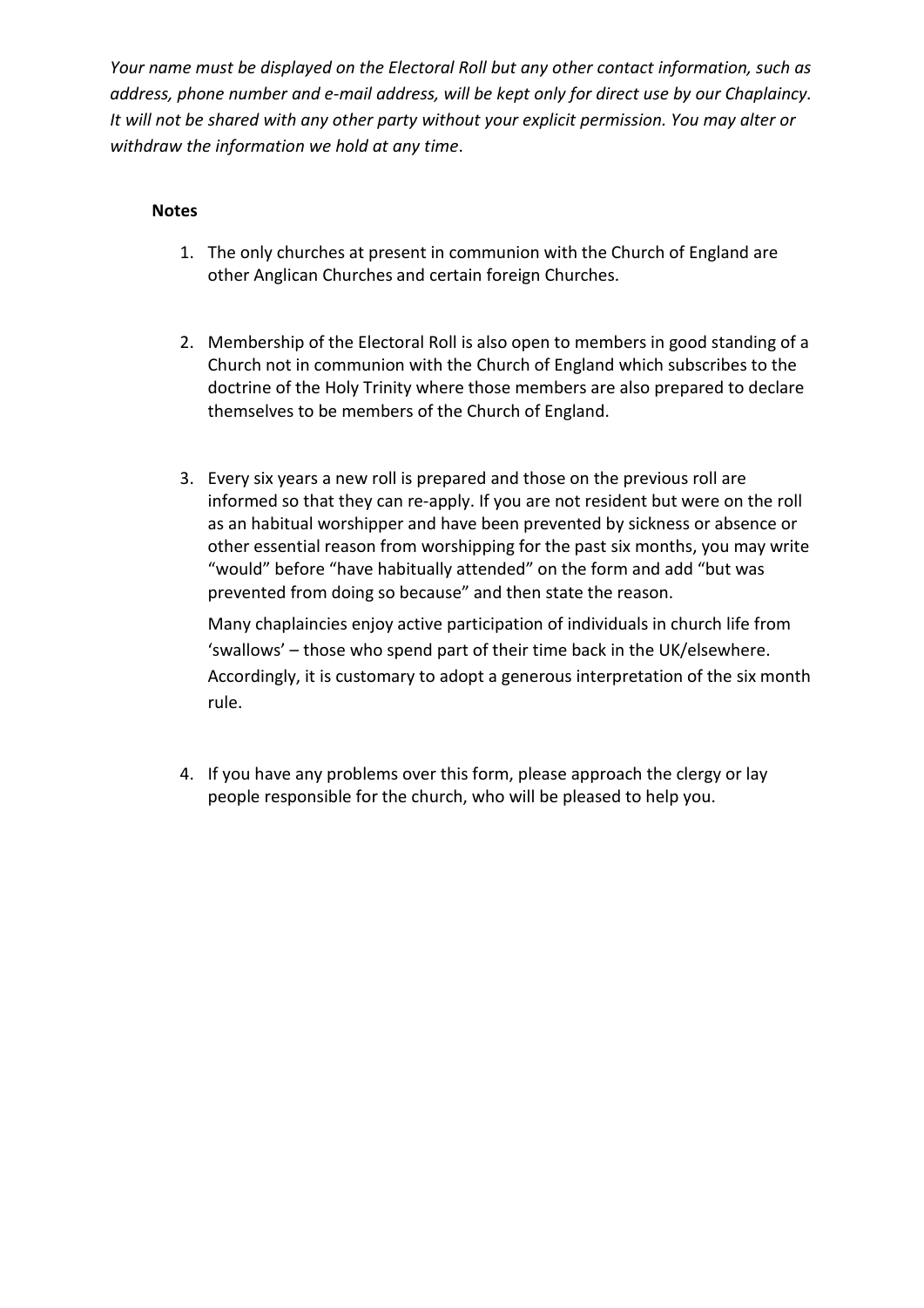*Your name must be displayed on the Electoral Roll but any other contact information, such as address, phone number and e-mail address, will be kept only for direct use by our Chaplaincy. It will not be shared with any other party without your explicit permission. You may alter or withdraw the information we hold at any time*.

**Notes**

1. The only churches at present in communion with the Church of England are other Anglican Churches and certain foreign Churches.

2. Membership of the Electoral Roll is also open to members in good standing of a Church not in communion with the Church of England which subscribes to the doctrine of the Holy Trinity where those members are also prepared to declare themselves to be members of the Church of England.

3. Every six years a new roll is prepared and those on the previous roll are informed so that they can re-apply. If you are not resident but were on the roll as an habitual worshipper and have been prevented by sickness or absence or other essential reason from worshipping for the past six months, you may write "would" before "have habitually attended" on the form and add "but was prevented from doing so because" and then state the reason.

   Many chaplaincies enjoy active participation of individuals in church life from 'swallows' – those who spend part of their time back in the UK/elsewhere. Accordingly, it is customary to adopt a generous interpretation of the six month rule.

4. If you have any problems over this form, please approach the clergy or lay people responsible for the church, who will be pleased to help you.